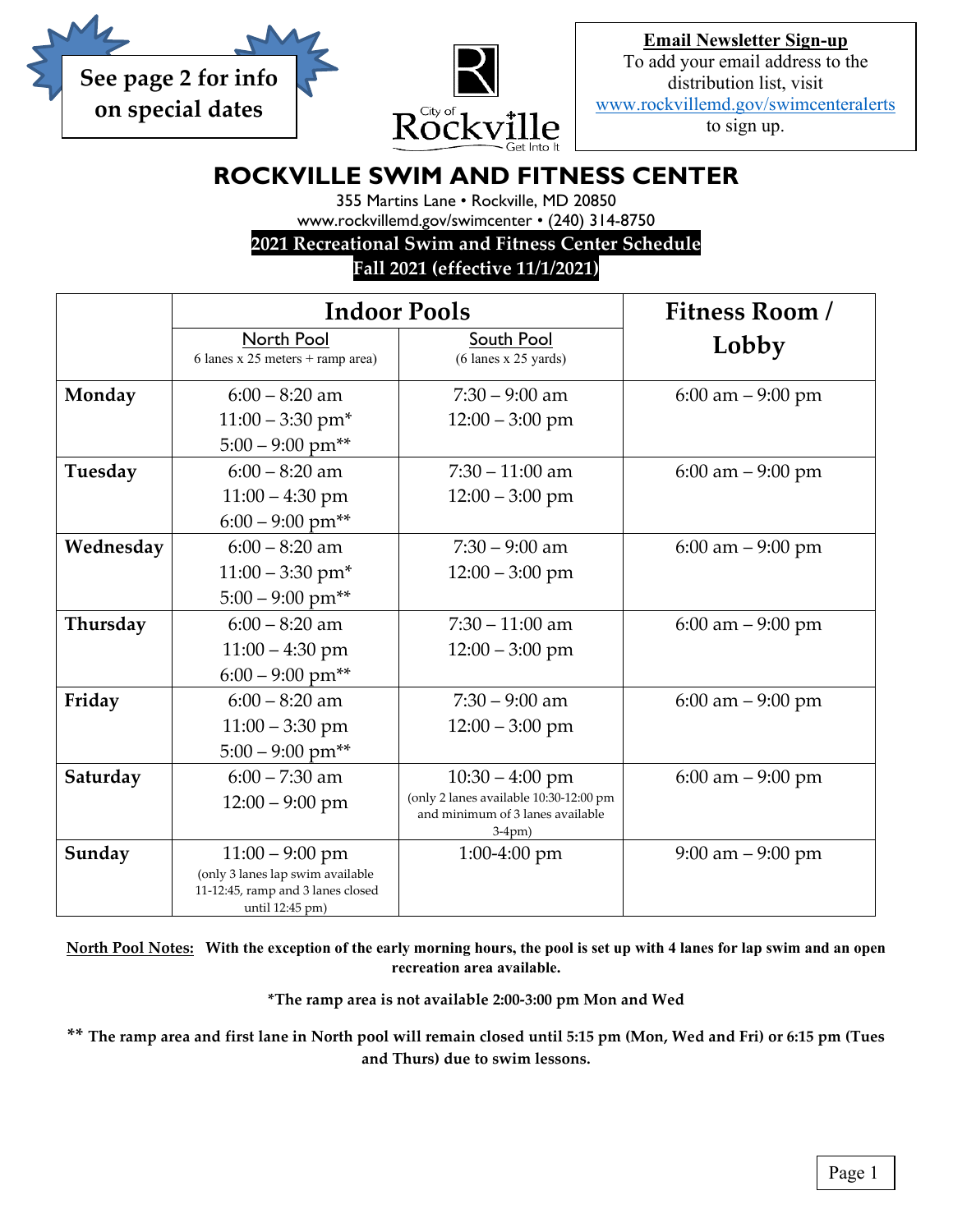See page 2 for info on special dates

**Email Newsletter Sign-up**
To add your email address to the distribution list, visit www.rockvillemd.gov/swimcenteralerts to sign up.

# ROCKVILLE SWIM AND FITNESS CENTER

355 Martins Lane • Rockville, MD 20850
www.rockvillemd.gov/swimcenter • (240) 314-8750

**2021 Recreational Swim and Fitness Center Schedule**
**Fall 2021 (effective 11/1/2021)**

| | Indoor Pools | | Fitness Room / Lobby |
|---|---|---|---|
| | North Pool (6 lanes x 25 meters + ramp area) | South Pool (6 lanes x 25 yards) | |
| **Monday** | 6:00 – 8:20 am<br>11:00 – 3:30 pm*<br>5:00 – 9:00 pm** | 7:30 – 9:00 am<br>12:00 – 3:00 pm | 6:00 am – 9:00 pm |
| **Tuesday** | 6:00 – 8:20 am<br>11:00 – 4:30 pm<br>6:00 – 9:00 pm** | 7:30 – 11:00 am<br>12:00 – 3:00 pm | 6:00 am – 9:00 pm |
| **Wednesday** | 6:00 – 8:20 am<br>11:00 – 3:30 pm*<br>5:00 – 9:00 pm** | 7:30 – 9:00 am<br>12:00 – 3:00 pm | 6:00 am – 9:00 pm |
| **Thursday** | 6:00 – 8:20 am<br>11:00 – 4:30 pm<br>6:00 – 9:00 pm** | 7:30 – 11:00 am<br>12:00 – 3:00 pm | 6:00 am – 9:00 pm |
| **Friday** | 6:00 – 8:20 am<br>11:00 – 3:30 pm<br>5:00 – 9:00 pm** | 7:30 – 9:00 am<br>12:00 – 3:00 pm | 6:00 am – 9:00 pm |
| **Saturday** | 6:00 – 7:30 am<br>12:00 – 9:00 pm | 10:30 – 4:00 pm<br>(only 2 lanes available 10:30-12:00 pm and minimum of 3 lanes available 3-4pm) | 6:00 am – 9:00 pm |
| **Sunday** | 11:00 – 9:00 pm<br>(only 3 lanes lap swim available 11-12:45, ramp and 3 lanes closed until 12:45 pm) | 1:00-4:00 pm | 9:00 am – 9:00 pm |

**North Pool Notes:** **With the exception of the early morning hours, the pool is set up with 4 lanes for lap swim and an open recreation area available.**

**\*The ramp area is not available 2:00-3:00 pm Mon and Wed**

**\*\* The ramp area and first lane in North pool will remain closed until 5:15 pm (Mon, Wed and Fri) or 6:15 pm (Tues and Thurs) due to swim lessons.**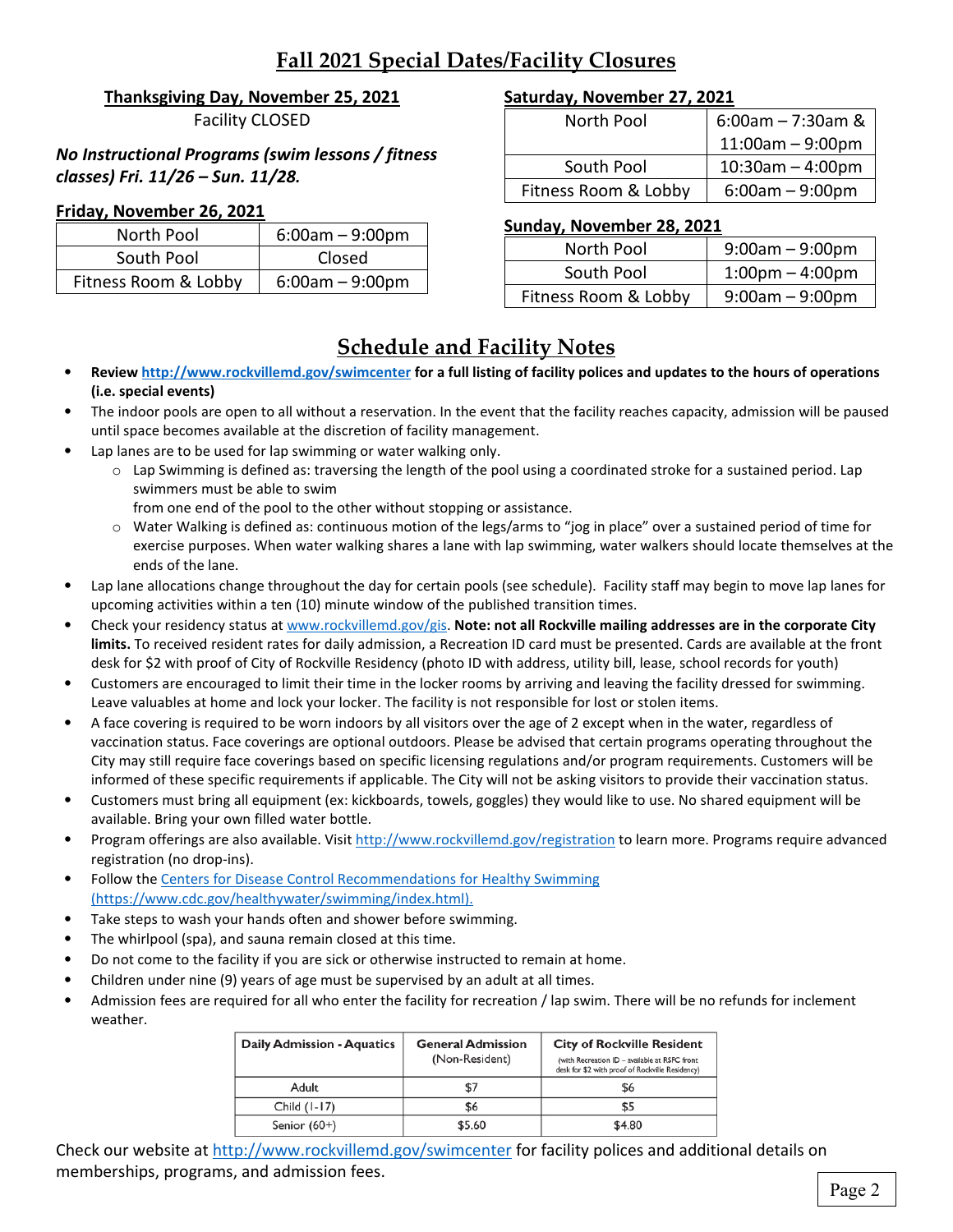# Fall 2021 Special Dates/Facility Closures

**Thanksgiving Day, November 25, 2021**

Facility CLOSED

***No Instructional Programs (swim lessons / fitness classes) Fri. 11/26 – Sun. 11/28.***

**Friday, November 26, 2021**

| | |
|---|---|
| North Pool | 6:00am – 9:00pm |
| South Pool | Closed |
| Fitness Room & Lobby | 6:00am – 9:00pm |

**Saturday, November 27, 2021**

| | |
|---|---|
| North Pool | 6:00am – 7:30am & 11:00am – 9:00pm |
| South Pool | 10:30am – 4:00pm |
| Fitness Room & Lobby | 6:00am – 9:00pm |

**Sunday, November 28, 2021**

| | |
|---|---|
| North Pool | 9:00am – 9:00pm |
| South Pool | 1:00pm – 4:00pm |
| Fitness Room & Lobby | 9:00am – 9:00pm |

## Schedule and Facility Notes

- **Review http://www.rockvillemd.gov/swimcenter for a full listing of facility polices and updates to the hours of operations (i.e. special events)**
- The indoor pools are open to all without a reservation. In the event that the facility reaches capacity, admission will be paused until space becomes available at the discretion of facility management.
- Lap lanes are to be used for lap swimming or water walking only.
  - Lap Swimming is defined as: traversing the length of the pool using a coordinated stroke for a sustained period. Lap swimmers must be able to swim from one end of the pool to the other without stopping or assistance.
  - Water Walking is defined as: continuous motion of the legs/arms to "jog in place" over a sustained period of time for exercise purposes. When water walking shares a lane with lap swimming, water walkers should locate themselves at the ends of the lane.
- Lap lane allocations change throughout the day for certain pools (see schedule). Facility staff may begin to move lap lanes for upcoming activities within a ten (10) minute window of the published transition times.
- Check your residency status at www.rockvillemd.gov/gis. **Note: not all Rockville mailing addresses are in the corporate City limits.** To received resident rates for daily admission, a Recreation ID card must be presented. Cards are available at the front desk for $2 with proof of City of Rockville Residency (photo ID with address, utility bill, lease, school records for youth)
- Customers are encouraged to limit their time in the locker rooms by arriving and leaving the facility dressed for swimming. Leave valuables at home and lock your locker. The facility is not responsible for lost or stolen items.
- A face covering is required to be worn indoors by all visitors over the age of 2 except when in the water, regardless of vaccination status. Face coverings are optional outdoors. Please be advised that certain programs operating throughout the City may still require face coverings based on specific licensing regulations and/or program requirements. Customers will be informed of these specific requirements if applicable. The City will not be asking visitors to provide their vaccination status.
- Customers must bring all equipment (ex: kickboards, towels, goggles) they would like to use. No shared equipment will be available. Bring your own filled water bottle.
- Program offerings are also available. Visit http://www.rockvillemd.gov/registration to learn more. Programs require advanced registration (no drop-ins).
- Follow the Centers for Disease Control Recommendations for Healthy Swimming (https://www.cdc.gov/healthywater/swimming/index.html).
- Take steps to wash your hands often and shower before swimming.
- The whirlpool (spa), and sauna remain closed at this time.
- Do not come to the facility if you are sick or otherwise instructed to remain at home.
- Children under nine (9) years of age must be supervised by an adult at all times.
- Admission fees are required for all who enter the facility for recreation / lap swim. There will be no refunds for inclement weather.

| Daily Admission - Aquatics | General Admission (Non-Resident) | City of Rockville Resident (with Recreation ID – available at RSFC front desk for $2 with proof of Rockville Residency) |
|---|---|---|
| Adult | $7 | $6 |
| Child (1-17) | $6 | $5 |
| Senior (60+) | $5.60 | $4.80 |

Check our website at http://www.rockvillemd.gov/swimcenter for facility polices and additional details on memberships, programs, and admission fees.